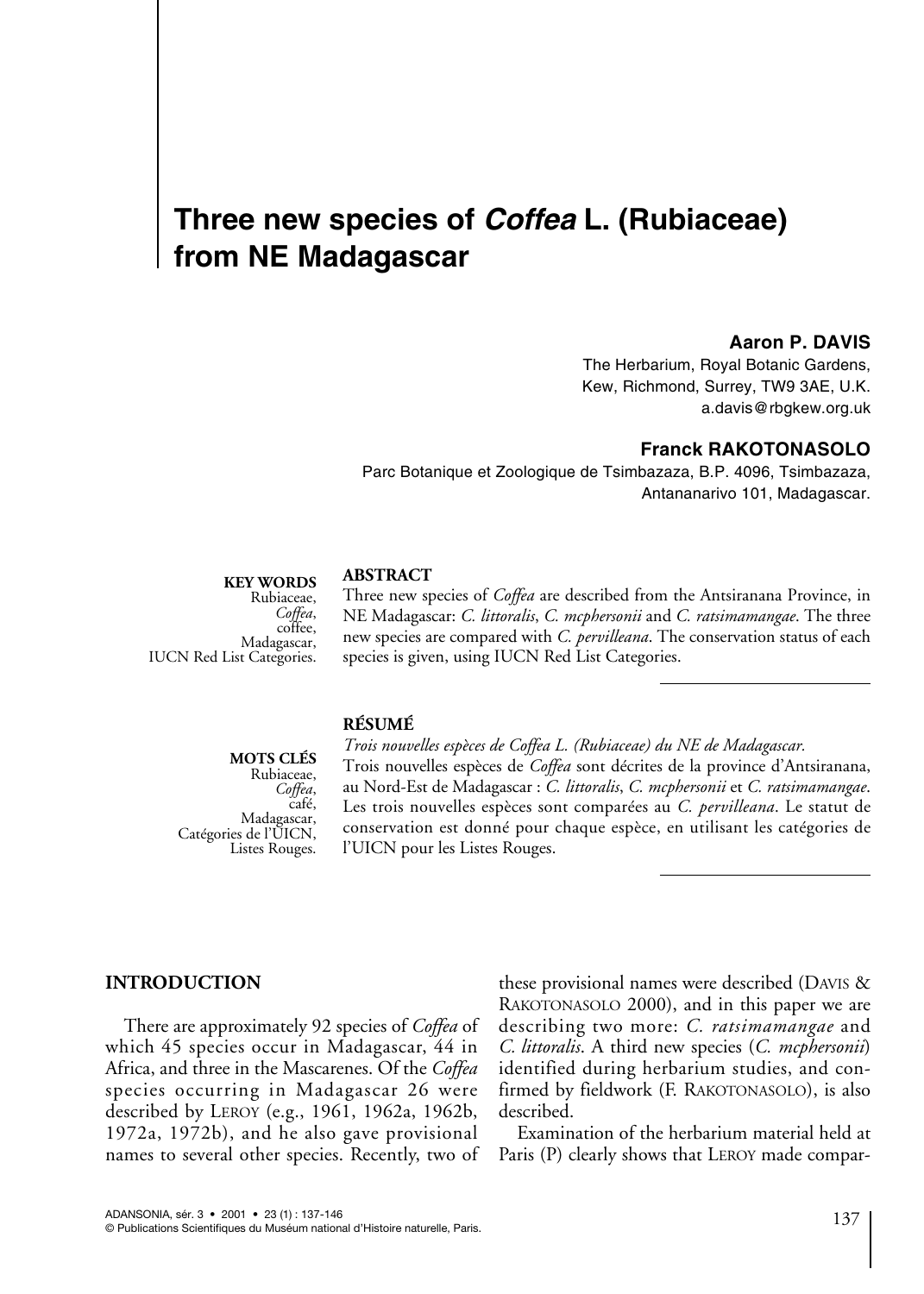# Three new species of *Coffea* L. (Rubiaceae) from NE Madagascar

**Aaron P. DAVIS**

The Herbarium, Royal Botanic Gardens,
Kew, Richmond, Surrey, TW9 3AE, U.K.
a.davis@rbgkew.org.uk

**Franck RAKOTONASOLO**

Parc Botanique et Zoologique de Tsimbazaza, B.P. 4096, Tsimbazaza,
Antananarivo 101, Madagascar.

**KEY WORDS**
Rubiaceae,
*Coffea*,
coffee,
Madagascar,
IUCN Red List Categories.

**ABSTRACT**

Three new species of *Coffea* are described from the Antsiranana Province, in NE Madagascar: *C. littoralis*, *C. mcphersonii* and *C. ratsimamangae*. The three new species are compared with *C. pervilleana*. The conservation status of each species is given, using IUCN Red List Categories.

**MOTS CLÉS**
Rubiaceae,
*Coffea*,
café,
Madagascar,
Catégories de l'UICN,
Listes Rouges.

**RÉSUMÉ**

*Trois nouvelles espèces de Coffea L. (Rubiaceae) du NE de Madagascar.*

Trois nouvelles espèces de *Coffea* sont décrites de la province d'Antsiranana, au Nord-Est de Madagascar : *C. littoralis*, *C. mcphersonii* et *C. ratsimamangae*. Les trois nouvelles espèces sont comparées au *C. pervilleana*. Le statut de conservation est donné pour chaque espèce, en utilisant les catégories de l'UICN pour les Listes Rouges.

## INTRODUCTION

There are approximately 92 species of *Coffea* of which 45 species occur in Madagascar, 44 in Africa, and three in the Mascarenes. Of the *Coffea* species occurring in Madagascar 26 were described by LEROY (e.g., 1961, 1962a, 1962b, 1972a, 1972b), and he also gave provisional names to several other species. Recently, two of these provisional names were described (DAVIS & RAKOTONASOLO 2000), and in this paper we are describing two more: *C. ratsimamangae* and *C. littoralis*. A third new species (*C. mcphersonii*) identified during herbarium studies, and confirmed by fieldwork (F. RAKOTONASOLO), is also described.

Examination of the herbarium material held at Paris (P) clearly shows that LEROY made compar-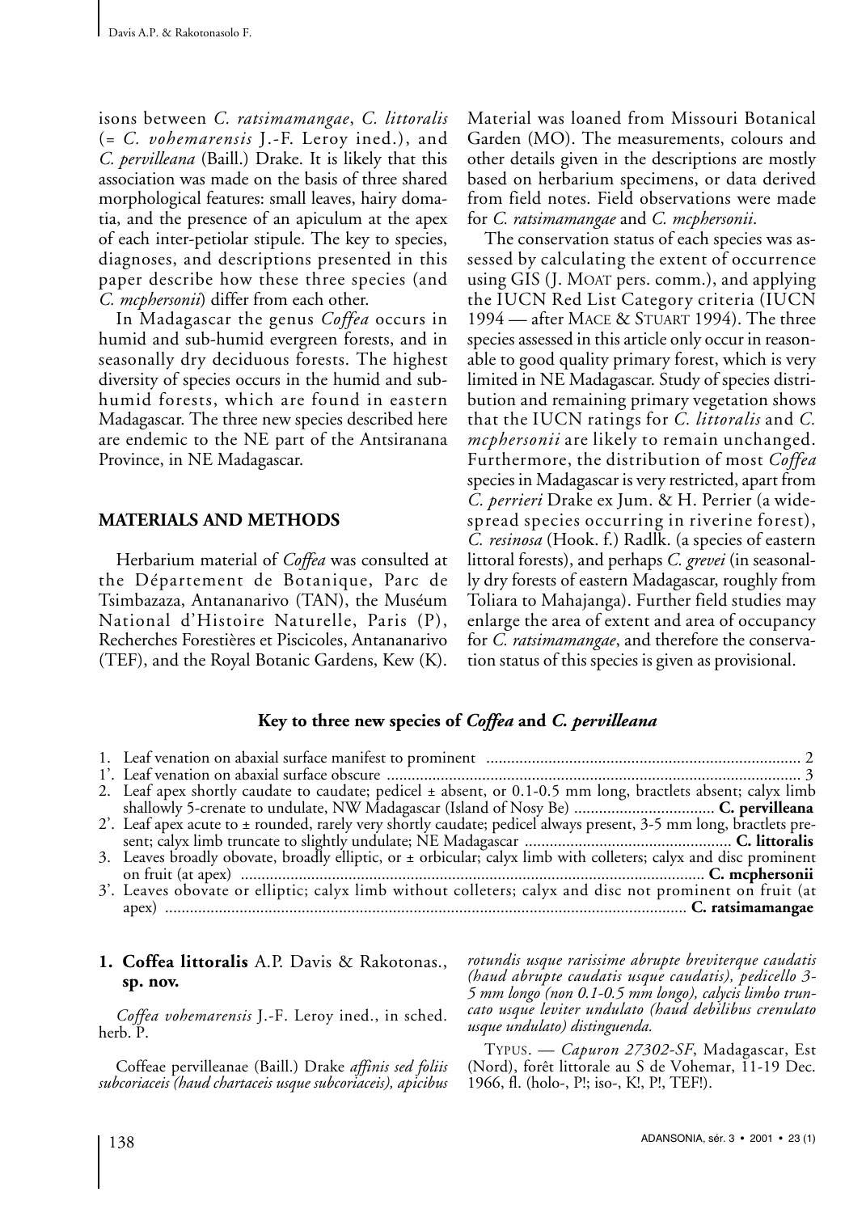isons between *C. ratsimamangae*, *C. littoralis* (= *C. vohemarensis* J.-F. Leroy ined.), and *C. pervilleana* (Baill.) Drake. It is likely that this association was made on the basis of three shared morphological features: small leaves, hairy domatia, and the presence of an apiculum at the apex of each inter-petiolar stipule. The key to species, diagnoses, and descriptions presented in this paper describe how these three species (and *C. mcphersonii*) differ from each other.

In Madagascar the genus *Coffea* occurs in humid and sub-humid evergreen forests, and in seasonally dry deciduous forests. The highest diversity of species occurs in the humid and sub-humid forests, which are found in eastern Madagascar. The three new species described here are endemic to the NE part of the Antsiranana Province, in NE Madagascar.

## MATERIALS AND METHODS

Herbarium material of *Coffea* was consulted at the Département de Botanique, Parc de Tsimbazaza, Antananarivo (TAN), the Muséum National d'Histoire Naturelle, Paris (P), Recherches Forestières et Piscicoles, Antananarivo (TEF), and the Royal Botanic Gardens, Kew (K). Material was loaned from Missouri Botanical Garden (MO). The measurements, colours and other details given in the descriptions are mostly based on herbarium specimens, or data derived from field notes. Field observations were made for *C. ratsimamangae* and *C. mcphersonii*.

The conservation status of each species was assessed by calculating the extent of occurrence using GIS (J. Moat pers. comm.), and applying the IUCN Red List Category criteria (IUCN 1994 — after Mace & Stuart 1994). The three species assessed in this article only occur in reasonable to good quality primary forest, which is very limited in NE Madagascar. Study of species distribution and remaining primary vegetation shows that the IUCN ratings for *C. littoralis* and *C. mcphersonii* are likely to remain unchanged. Furthermore, the distribution of most *Coffea* species in Madagascar is very restricted, apart from *C. perrieri* Drake ex Jum. & H. Perrier (a widespread species occurring in riverine forest), *C. resinosa* (Hook. f.) Radlk. (a species of eastern littoral forests), and perhaps *C. grevei* (in seasonally dry forests of eastern Madagascar, roughly from Toliara to Mahajanga). Further field studies may enlarge the area of extent and area of occupancy for *C. ratsimamangae*, and therefore the conservation status of this species is given as provisional.

### Key to three new species of *Coffea* and *C. pervilleana*

1. Leaf venation on abaxial surface manifest to prominent ........ 2
1'. Leaf venation on abaxial surface obscure ........ 3
2. Leaf apex shortly caudate to caudate; pedicel ± absent, or 0.1-0.5 mm long, bractlets absent; calyx limb shallowly 5-crenate to undulate, NW Madagascar (Island of Nosy Be) ........ **C. pervilleana**
2'. Leaf apex acute to ± rounded, rarely very shortly caudate; pedicel always present, 3-5 mm long, bractlets present; calyx limb truncate to slightly undulate; NE Madagascar ........ **C. littoralis**
3. Leaves broadly obovate, broadly elliptic, or ± orbicular; calyx limb with colleters; calyx and disc prominent on fruit (at apex) ........ **C. mcphersonii**
3'. Leaves obovate or elliptic; calyx limb without colleters; calyx and disc not prominent on fruit (at apex) ........ **C. ratsimamangae**

## 1. Coffea littoralis A.P. Davis & Rakotonas., sp. nov.

*Coffea vohemarensis* J.-F. Leroy ined., in sched. herb. P.

Coffeae pervilleanae (Baill.) Drake *affinis sed foliis subcoriaceis (haud chartaceis usque subcoriaceis), apicibus rotundis usque rarissime abrupte breviterque caudatis (haud abrupte caudatis usque caudatis), pedicello 3-5 mm longo (non 0.1-0.5 mm longo), calycis limbo truncato usque leviter undulato (haud debilibus crenulato usque undulato) distinguenda.*

Typus. — *Capuron 27302-SF*, Madagascar, Est (Nord), forêt littorale au S de Vohemar, 11-19 Dec. 1966, fl. (holo-, P!; iso-, K!, P!, TEF!).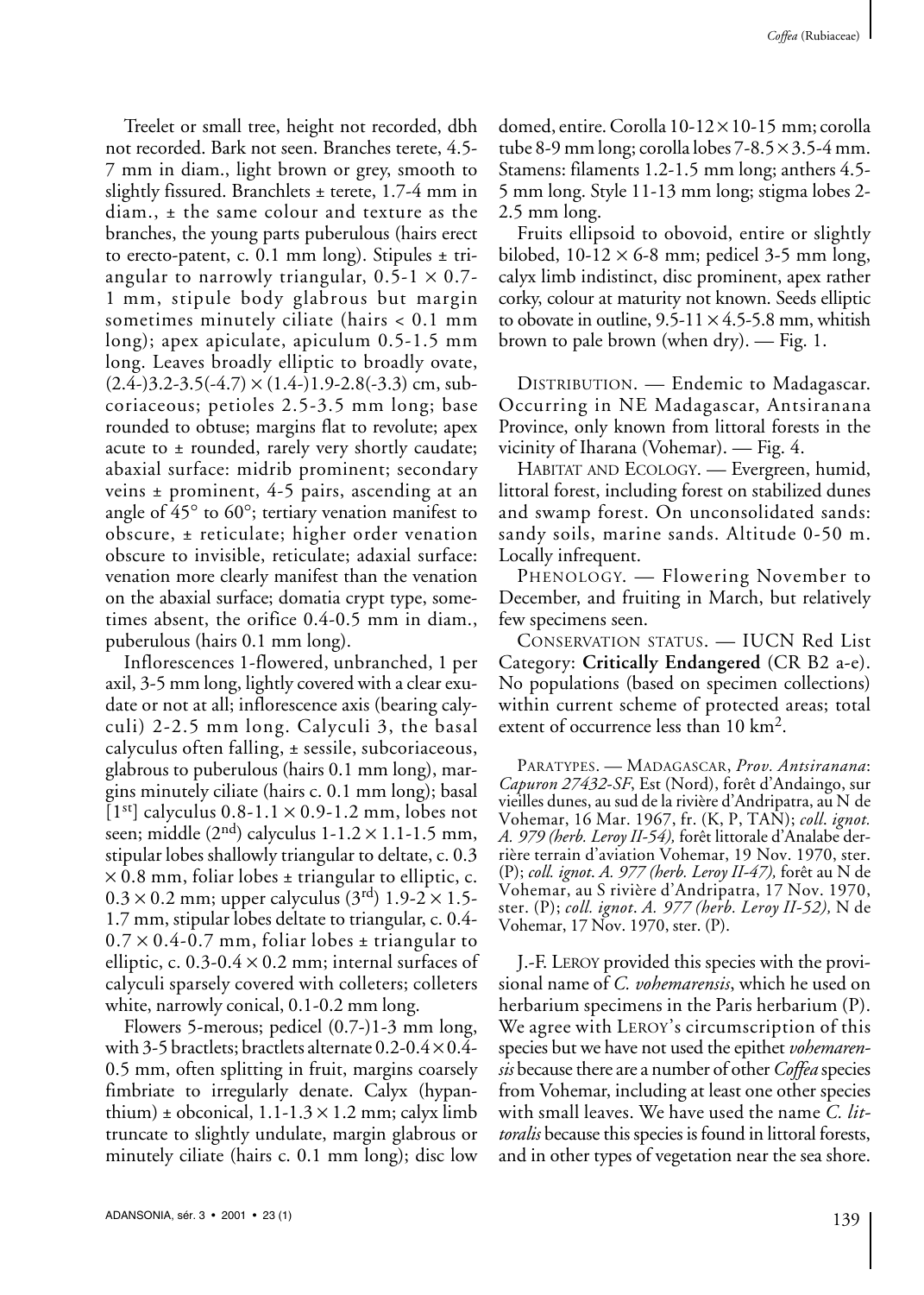Treelet or small tree, height not recorded, dbh not recorded. Bark not seen. Branches terete, 4.5-7 mm in diam., light brown or grey, smooth to slightly fissured. Branchlets ± terete, 1.7-4 mm in diam., ± the same colour and texture as the branches, the young parts puberulous (hairs erect to erecto-patent, c. 0.1 mm long). Stipules ± triangular to narrowly triangular, 0.5-1 × 0.7-1 mm, stipule body glabrous but margin sometimes minutely ciliate (hairs < 0.1 mm long); apex apiculate, apiculum 0.5-1.5 mm long. Leaves broadly elliptic to broadly ovate, (2.4-)3.2-3.5(-4.7) × (1.4-)1.9-2.8(-3.3) cm, subcoriaceous; petioles 2.5-3.5 mm long; base rounded to obtuse; margins flat to revolute; apex acute to ± rounded, rarely very shortly caudate; abaxial surface: midrib prominent; secondary veins ± prominent, 4-5 pairs, ascending at an angle of 45° to 60°; tertiary venation manifest to obscure, ± reticulate; higher order venation obscure to invisible, reticulate; adaxial surface: venation more clearly manifest than the venation on the abaxial surface; domatia crypt type, sometimes absent, the orifice 0.4-0.5 mm in diam., puberulous (hairs 0.1 mm long).

Inflorescences 1-flowered, unbranched, 1 per axil, 3-5 mm long, lightly covered with a clear exudate or not at all; inflorescence axis (bearing calyculi) 2-2.5 mm long. Calyculi 3, the basal calyculus often falling, ± sessile, subcoriaceous, glabrous to puberulous (hairs 0.1 mm long), margins minutely ciliate (hairs c. 0.1 mm long); basal [1st] calyculus 0.8-1.1 × 0.9-1.2 mm, lobes not seen; middle (2nd) calyculus 1-1.2 × 1.1-1.5 mm, stipular lobes shallowly triangular to deltate, c. 0.3 × 0.8 mm, foliar lobes ± triangular to elliptic, c. 0.3 × 0.2 mm; upper calyculus (3rd) 1.9-2 × 1.5-1.7 mm, stipular lobes deltate to triangular, c. 0.4-0.7 × 0.4-0.7 mm, foliar lobes ± triangular to elliptic, c. 0.3-0.4 × 0.2 mm; internal surfaces of calyculi sparsely covered with colleters; colleters white, narrowly conical, 0.1-0.2 mm long.

Flowers 5-merous; pedicel (0.7-)1-3 mm long, with 3-5 bractlets; bractlets alternate 0.2-0.4 × 0.4-0.5 mm, often splitting in fruit, margins coarsely fimbriate to irregularly denate. Calyx (hypanthium) ± obconical, 1.1-1.3 × 1.2 mm; calyx limb truncate to slightly undulate, margin glabrous or minutely ciliate (hairs c. 0.1 mm long); disc low domed, entire. Corolla 10-12 × 10-15 mm; corolla tube 8-9 mm long; corolla lobes 7-8.5 × 3.5-4 mm. Stamens: filaments 1.2-1.5 mm long; anthers 4.5-5 mm long. Style 11-13 mm long; stigma lobes 2-2.5 mm long.

Fruits ellipsoid to obovoid, entire or slightly bilobed, 10-12 × 6-8 mm; pedicel 3-5 mm long, calyx limb indistinct, disc prominent, apex rather corky, colour at maturity not known. Seeds elliptic to obovate in outline, 9.5-11 × 4.5-5.8 mm, whitish brown to pale brown (when dry). — Fig. 1.

DISTRIBUTION. — Endemic to Madagascar. Occurring in NE Madagascar, Antsiranana Province, only known from littoral forests in the vicinity of Iharana (Vohemar). — Fig. 4.

HABITAT AND ECOLOGY. — Evergreen, humid, littoral forest, including forest on stabilized dunes and swamp forest. On unconsolidated sands: sandy soils, marine sands. Altitude 0-50 m. Locally infrequent.

PHENOLOGY. — Flowering November to December, and fruiting in March, but relatively few specimens seen.

CONSERVATION STATUS. — IUCN Red List Category: **Critically Endangered** (CR B2 a-e). No populations (based on specimen collections) within current scheme of protected areas; total extent of occurrence less than 10 km$^2$.

PARATYPES. — MADAGASCAR, *Prov. Antsiranana*: *Capuron 27432-SF*, Est (Nord), forêt d'Andaingo, sur vieilles dunes, au sud de la rivière d'Andripatra, au N de Vohemar, 16 Mar. 1967, fr. (K, P, TAN); *coll. ignot. A. 979 (herb. Leroy II-54),* forêt littorale d'Analabe derrière terrain d'aviation Vohemar, 19 Nov. 1970, ster. (P); *coll. ignot. A. 977 (herb. Leroy II-47),* forêt au N de Vohemar, au S rivière d'Andripatra, 17 Nov. 1970, ster. (P); *coll. ignot. A. 977 (herb. Leroy II-52),* N de Vohemar, 17 Nov. 1970, ster. (P).

J.-F. LEROY provided this species with the provisional name of *C. vohemarensis*, which he used on herbarium specimens in the Paris herbarium (P). We agree with LEROY's circumscription of this species but we have not used the epithet *vohemarensis* because there are a number of other *Coffea* species from Vohemar, including at least one other species with small leaves. We have used the name *C. littoralis* because this species is found in littoral forests, and in other types of vegetation near the sea shore.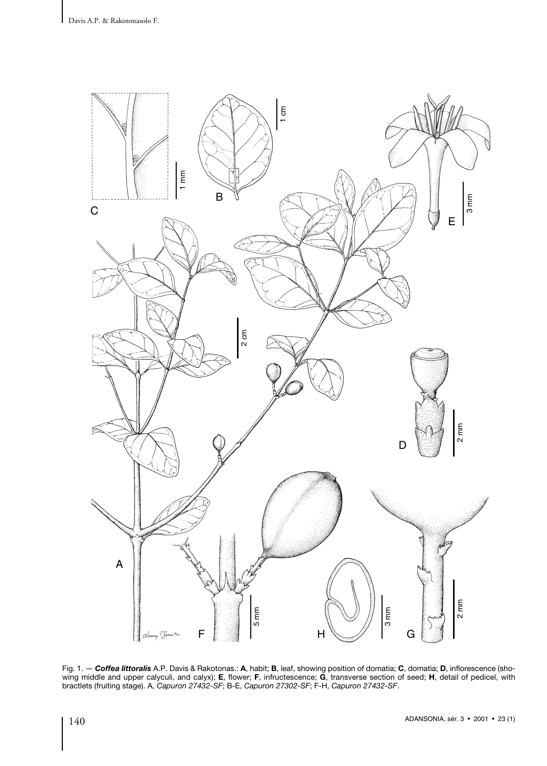Fig. 1. — ***Coffea littoralis*** A.P. Davis & Rakotonas.: **A**, habit; **B**, leaf, showing position of domatia; **C**, domatia; **D**, inflorescence (showing middle and upper calyculi, and calyx); **E**, flower; **F**, infructescence; **G**, transverse section of seed; **H**, detail of pedicel, with bractlets (fruiting stage). A, *Capuron 27432-SF*; B-E, *Capuron 27302-SF*; F-H, *Capuron 27432-SF*.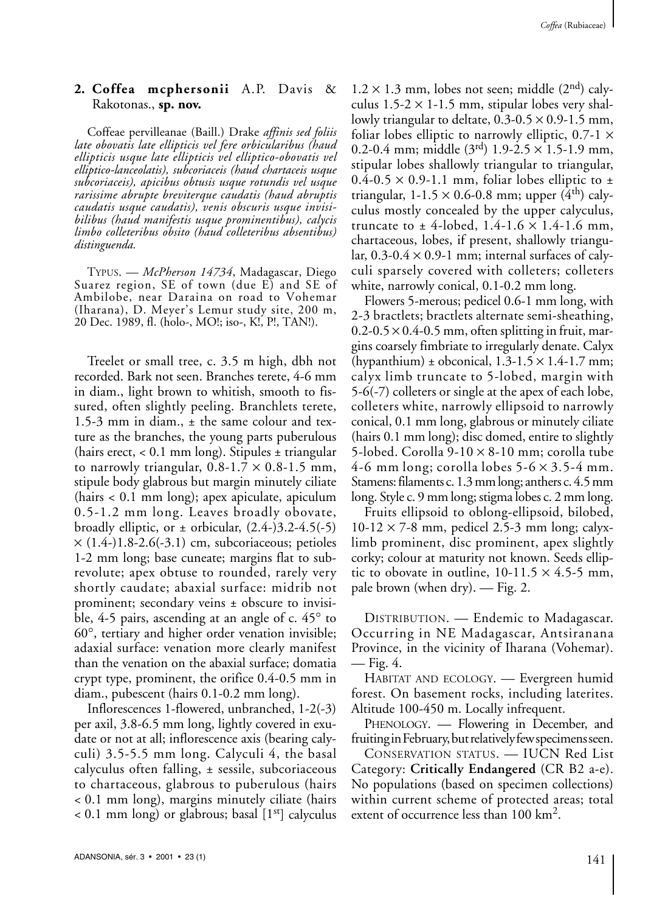## 2. Coffea mcphersonii A.P. Davis & Rakotonas., sp. nov.

Coffeae pervilleanae (Baill.) Drake *affinis sed foliis late obovatis late ellipticis vel fere orbicularibus (haud ellipticis usque late ellipticis vel elliptico-obovatis vel elliptico-lanceolatis), subcoriaceis (haud chartaceis usque subcoriaceis), apicibus obtusis usque rotundis vel usque rarissime abrupte breviterque caudatis (haud abruptis caudatis usque caudatis), venis obscuris usque invisibilibus (haud manifestis usque prominentibus), calycis limbo colleteribus obsito (haud colleteribus absentibus) distinguenda.*

TYPUS. — *McPherson 14734*, Madagascar, Diego Suarez region, SE of town (due E) and SE of Ambilobe, near Daraina on road to Vohemar (Iharana), D. Meyer's Lemur study site, 200 m, 20 Dec. 1989, fl. (holo-, MO!; iso-, K!, P!, TAN!).

Treelet or small tree, c. 3.5 m high, dbh not recorded. Bark not seen. Branches terete, 4-6 mm in diam., light brown to whitish, smooth to fissured, often slightly peeling. Branchlets terete, 1.5-3 mm in diam., ± the same colour and texture as the branches, the young parts puberulous (hairs erect, < 0.1 mm long). Stipules ± triangular to narrowly triangular, 0.8-1.7 × 0.8-1.5 mm, stipule body glabrous but margin minutely ciliate (hairs < 0.1 mm long); apex apiculate, apiculum 0.5-1.2 mm long. Leaves broadly obovate, broadly elliptic, or ± orbicular, (2.4-)3.2-4.5(-5) × (1.4-)1.8-2.6(-3.1) cm, subcoriaceous; petioles 1-2 mm long; base cuneate; margins flat to subrevolute; apex obtuse to rounded, rarely very shortly caudate; abaxial surface: midrib not prominent; secondary veins ± obscure to invisible, 4-5 pairs, ascending at an angle of c. 45° to 60°, tertiary and higher order venation invisible; adaxial surface: venation more clearly manifest than the venation on the abaxial surface; domatia crypt type, prominent, the orifice 0.4-0.5 mm in diam., pubescent (hairs 0.1-0.2 mm long).

Inflorescences 1-flowered, unbranched, 1-2(-3) per axil, 3.8-6.5 mm long, lightly covered in exudate or not at all; inflorescence axis (bearing calyculi) 3.5-5.5 mm long. Calyculi 4, the basal calyculus often falling, ± sessile, subcoriaceous to chartaceous, glabrous to puberulous (hairs < 0.1 mm long), margins minutely ciliate (hairs < 0.1 mm long) or glabrous; basal [1st] calyculus 1.2 × 1.3 mm, lobes not seen; middle (2nd) calyculus 1.5-2 × 1-1.5 mm, stipular lobes very shallowly triangular to deltate, 0.3-0.5 × 0.9-1.5 mm, foliar lobes elliptic to narrowly elliptic, 0.7-1 × 0.2-0.4 mm; middle (3rd) 1.9-2.5 × 1.5-1.9 mm, stipular lobes shallowly triangular to triangular, 0.4-0.5 × 0.9-1.1 mm, foliar lobes elliptic to ± triangular, 1-1.5 × 0.6-0.8 mm; upper (4th) calyculus mostly concealed by the upper calyculus, truncate to ± 4-lobed, 1.4-1.6 × 1.4-1.6 mm, chartaceous, lobes, if present, shallowly triangular, 0.3-0.4 × 0.9-1 mm; internal surfaces of calyculi sparsely covered with colleters; colleters white, narrowly conical, 0.1-0.2 mm long.

Flowers 5-merous; pedicel 0.6-1 mm long, with 2-3 bractlets; bractlets alternate semi-sheathing, 0.2-0.5 × 0.4-0.5 mm, often splitting in fruit, margins coarsely fimbriate to irregularly denate. Calyx (hypanthium) ± obconical, 1.3-1.5 × 1.4-1.7 mm; calyx limb truncate to 5-lobed, margin with 5-6(-7) colleters or single at the apex of each lobe, colleters white, narrowly ellipsoid to narrowly conical, 0.1 mm long, glabrous or minutely ciliate (hairs 0.1 mm long); disc domed, entire to slightly 5-lobed. Corolla 9-10 × 8-10 mm; corolla tube 4-6 mm long; corolla lobes 5-6 × 3.5-4 mm. Stamens: filaments c. 1.3 mm long; anthers c. 4.5 mm long. Style c. 9 mm long; stigma lobes c. 2 mm long.

Fruits ellipsoid to oblong-ellipsoid, bilobed, 10-12 × 7-8 mm, pedicel 2.5-3 mm long; calyx-limb prominent, disc prominent, apex slightly corky; colour at maturity not known. Seeds elliptic to obovate in outline, 10-11.5 × 4.5-5 mm, pale brown (when dry). — Fig. 2.

DISTRIBUTION. — Endemic to Madagascar. Occurring in NE Madagascar, Antsiranana Province, in the vicinity of Iharana (Vohemar). — Fig. 4.

HABITAT AND ECOLOGY. — Evergreen humid forest. On basement rocks, including laterites. Altitude 100-450 m. Locally infrequent.

PHENOLOGY. — Flowering in December, and fruiting in February, but relatively few specimens seen.

CONSERVATION STATUS. — IUCN Red List Category: **Critically Endangered** (CR B2 a-e). No populations (based on specimen collections) within current scheme of protected areas; total extent of occurrence less than 100 km$^2$.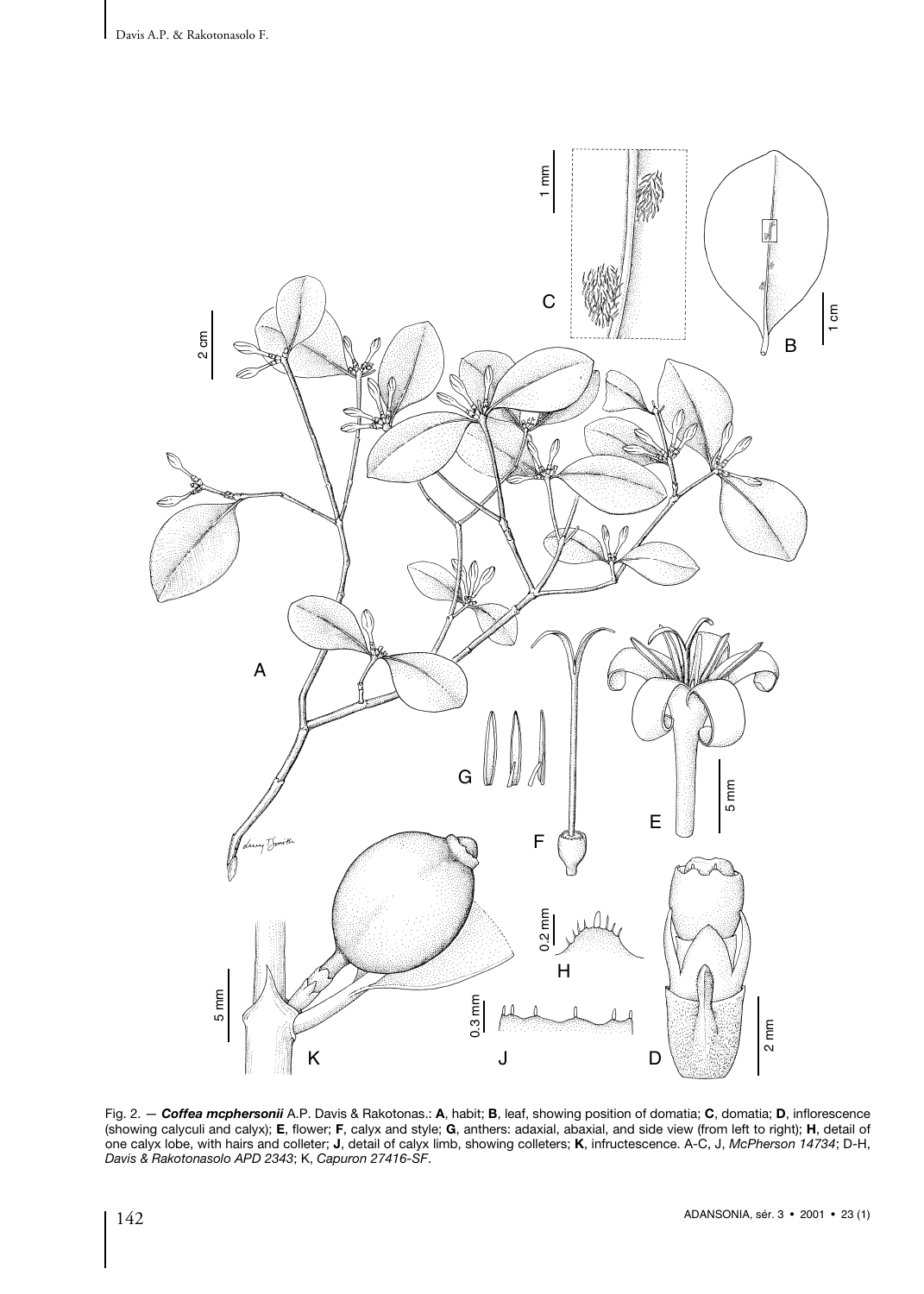Fig. 2. — ***Coffea mcphersonii*** A.P. Davis & Rakotonas.: **A**, habit; **B**, leaf, showing position of domatia; **C**, domatia; **D**, inflorescence (showing calyculi and calyx); **E**, flower; **F**, calyx and style; **G**, anthers: adaxial, abaxial, and side view (from left to right); **H**, detail of one calyx lobe, with hairs and colleter; **J**, detail of calyx limb, showing colleters; **K**, infructescence. A-C, J, *McPherson 14734*; D-H, *Davis & Rakotonasolo APD 2343*; K, *Capuron 27416-SF*.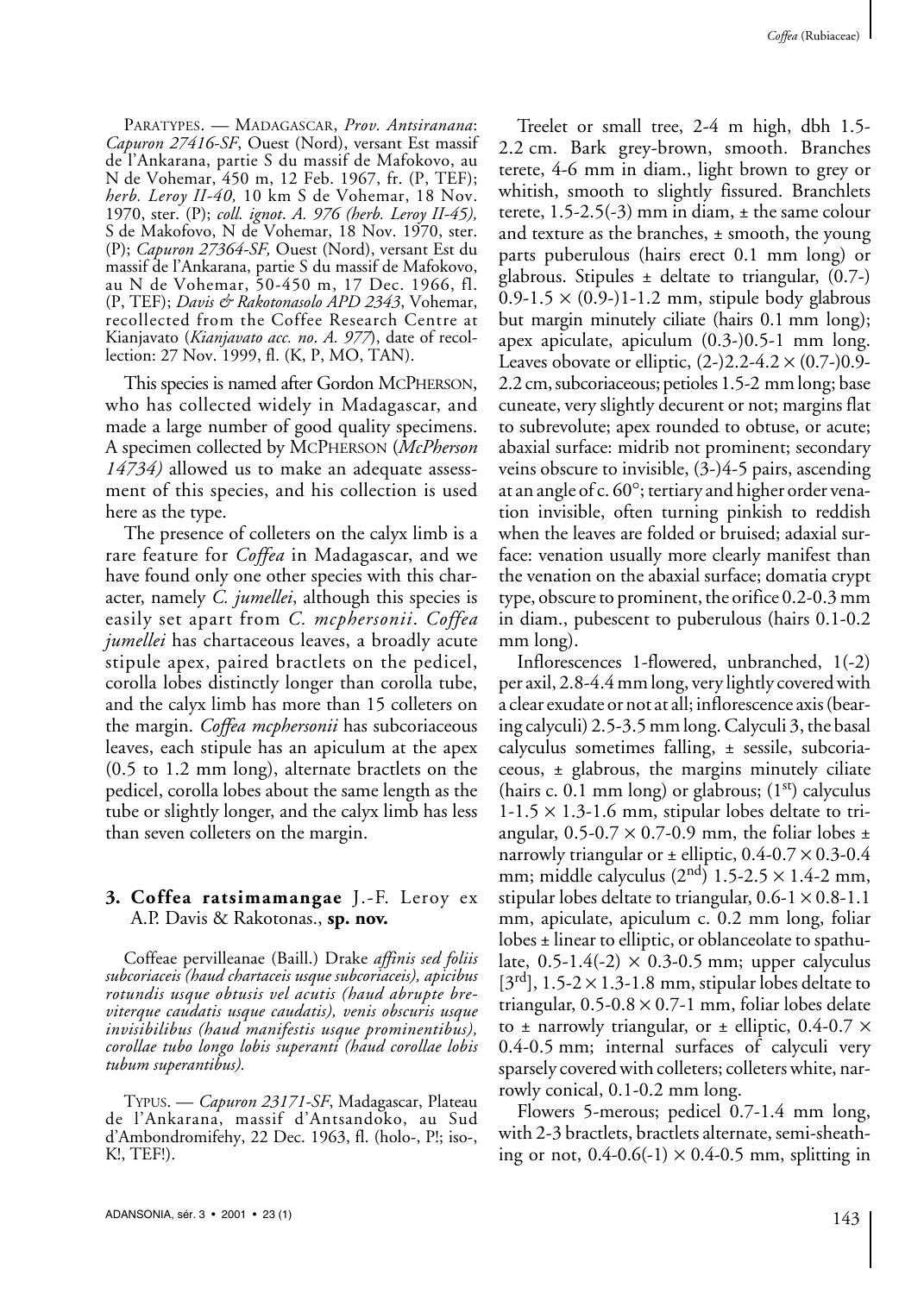PARATYPES. — MADAGASCAR, *Prov. Antsiranana*: *Capuron 27416-SF*, Ouest (Nord), versant Est massif de l'Ankarana, partie S du massif de Mafokovo, au N de Vohemar, 450 m, 12 Feb. 1967, fr. (P, TEF); *herb. Leroy II-40,* 10 km S de Vohemar, 18 Nov. 1970, ster. (P); *coll. ignot. A. 976 (herb. Leroy II-45),* S de Makofovo, N de Vohemar, 18 Nov. 1970, ster. (P); *Capuron 27364-SF,* Ouest (Nord), versant Est du massif de l'Ankarana, partie S du massif de Mafokovo, au N de Vohemar, 50-450 m, 17 Dec. 1966, fl. (P, TEF); *Davis & Rakotonasolo APD 2343*, Vohemar, recollected from the Coffee Research Centre at Kianjavato (*Kianjavato acc. no. A. 977*), date of recollection: 27 Nov. 1999, fl. (K, P, MO, TAN).

This species is named after Gordon MCPHERSON, who has collected widely in Madagascar, and made a large number of good quality specimens. A specimen collected by MCPHERSON (*McPherson 14734)* allowed us to make an adequate assessment of this species, and his collection is used here as the type.

The presence of colleters on the calyx limb is a rare feature for *Coffea* in Madagascar, and we have found only one other species with this character, namely *C. jumellei*, although this species is easily set apart from *C. mcphersonii*. *Coffea jumellei* has chartaceous leaves, a broadly acute stipule apex, paired bractlets on the pedicel, corolla lobes distinctly longer than corolla tube, and the calyx limb has more than 15 colleters on the margin. *Coffea mcphersonii* has subcoriaceous leaves, each stipule has an apiculum at the apex (0.5 to 1.2 mm long), alternate bractlets on the pedicel, corolla lobes about the same length as the tube or slightly longer, and the calyx limb has less than seven colleters on the margin.

### 3. **Coffea ratsimamangae** J.-F. Leroy ex A.P. Davis & Rakotonas., **sp. nov.**

Coffeae pervilleanae (Baill.) Drake *affinis sed foliis subcoriaceis (haud chartaceis usque subcoriaceis), apicibus rotundis usque obtusis vel acutis (haud abrupte breviterque caudatis usque caudatis), venis obscuris usque invisibilibus (haud manifestis usque prominentibus), corollae tubo longo lobis superanti (haud corollae lobis tubum superantibus).*

TYPUS. — *Capuron 23171-SF*, Madagascar, Plateau de l'Ankarana, massif d'Antsandoko, au Sud d'Ambondromifehy, 22 Dec. 1963, fl. (holo-, P!; iso-, K!, TEF!).

Treelet or small tree, 2-4 m high, dbh 1.5-2.2 cm. Bark grey-brown, smooth. Branches terete, 4-6 mm in diam., light brown to grey or whitish, smooth to slightly fissured. Branchlets terete, 1.5-2.5(-3) mm in diam, ± the same colour and texture as the branches, ± smooth, the young parts puberulous (hairs erect 0.1 mm long) or glabrous. Stipules ± deltate to triangular, (0.7-)0.9-1.5 × (0.9-)1-1.2 mm, stipule body glabrous but margin minutely ciliate (hairs 0.1 mm long); apex apiculate, apiculum (0.3-)0.5-1 mm long. Leaves obovate or elliptic, (2-)2.2-4.2 × (0.7-)0.9-2.2 cm, subcoriaceous; petioles 1.5-2 mm long; base cuneate, very slightly decurent or not; margins flat to subrevolute; apex rounded to obtuse, or acute; abaxial surface: midrib not prominent; secondary veins obscure to invisible, (3-)4-5 pairs, ascending at an angle of c. 60°; tertiary and higher order venation invisible, often turning pinkish to reddish when the leaves are folded or bruised; adaxial surface: venation usually more clearly manifest than the venation on the abaxial surface; domatia crypt type, obscure to prominent, the orifice 0.2-0.3 mm in diam., pubescent to puberulous (hairs 0.1-0.2 mm long).

Inflorescences 1-flowered, unbranched, 1(-2) per axil, 2.8-4.4 mm long, very lightly covered with a clear exudate or not at all; inflorescence axis (bearing calyculi) 2.5-3.5 mm long. Calyculi 3, the basal calyculus sometimes falling, ± sessile, subcoriaceous, ± glabrous, the margins minutely ciliate (hairs c. 0.1 mm long) or glabrous; (1st) calyculus 1-1.5 × 1.3-1.6 mm, stipular lobes deltate to triangular, 0.5-0.7 × 0.7-0.9 mm, the foliar lobes ± narrowly triangular or ± elliptic, 0.4-0.7 × 0.3-0.4 mm; middle calyculus (2nd) 1.5-2.5 × 1.4-2 mm, stipular lobes deltate to triangular, 0.6-1 × 0.8-1.1 mm, apiculate, apiculum c. 0.2 mm long, foliar lobes ± linear to elliptic, or oblanceolate to spathulate, 0.5-1.4(-2) × 0.3-0.5 mm; upper calyculus [3rd], 1.5-2 × 1.3-1.8 mm, stipular lobes deltate to triangular, 0.5-0.8 × 0.7-1 mm, foliar lobes delate to ± narrowly triangular, or ± elliptic, 0.4-0.7 × 0.4-0.5 mm; internal surfaces of calyculi very sparsely covered with colleters; colleters white, narrowly conical, 0.1-0.2 mm long.

Flowers 5-merous; pedicel 0.7-1.4 mm long, with 2-3 bractlets, bractlets alternate, semi-sheathing or not, 0.4-0.6(-1) × 0.4-0.5 mm, splitting in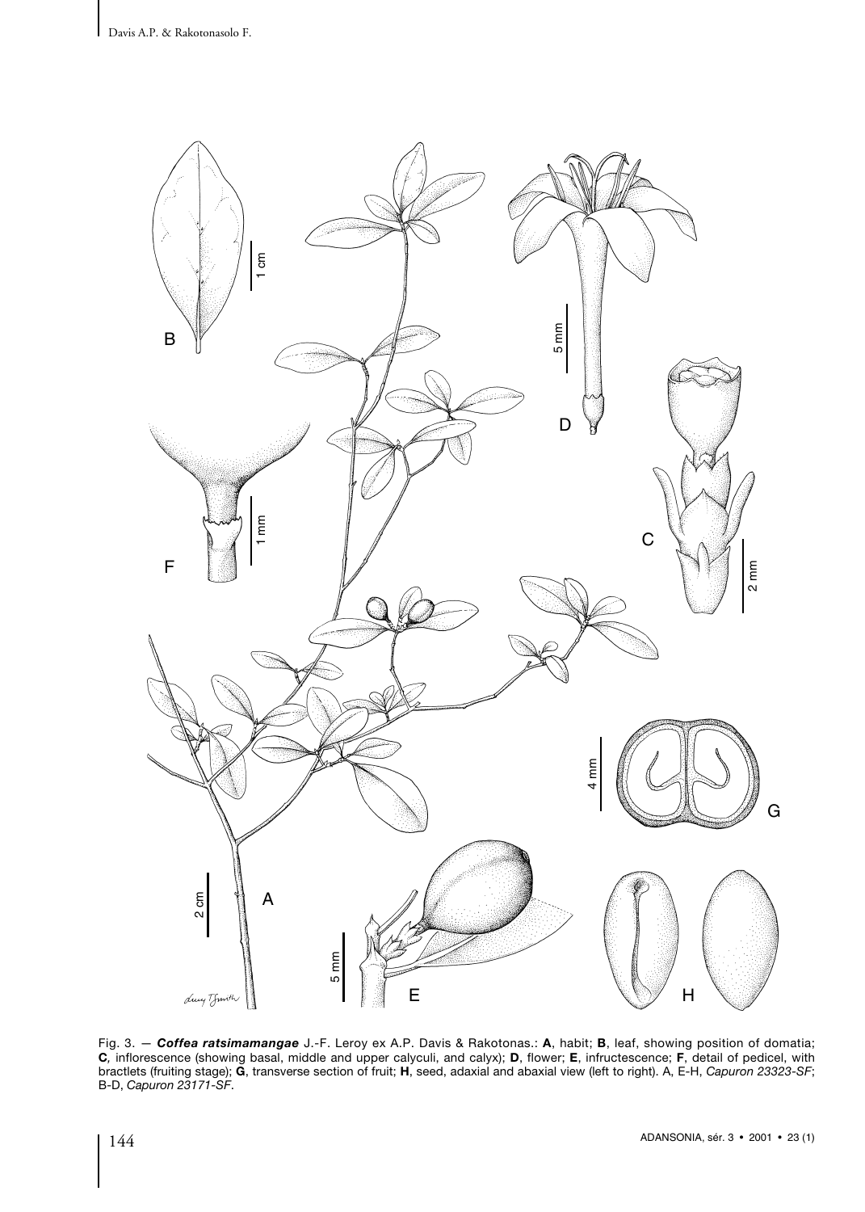Fig. 3. — ***Coffea ratsimamangae*** J.-F. Leroy ex A.P. Davis & Rakotonas.: **A**, habit; **B**, leaf, showing position of domatia; **C**, inflorescence (showing basal, middle and upper calyculi, and calyx); **D**, flower; **E**, infructescence; **F**, detail of pedicel, with bractlets (fruiting stage); **G**, transverse section of fruit; **H**, seed, adaxial and abaxial view (left to right). A, E-H, *Capuron 23323-SF*; B-D, *Capuron 23171-SF*.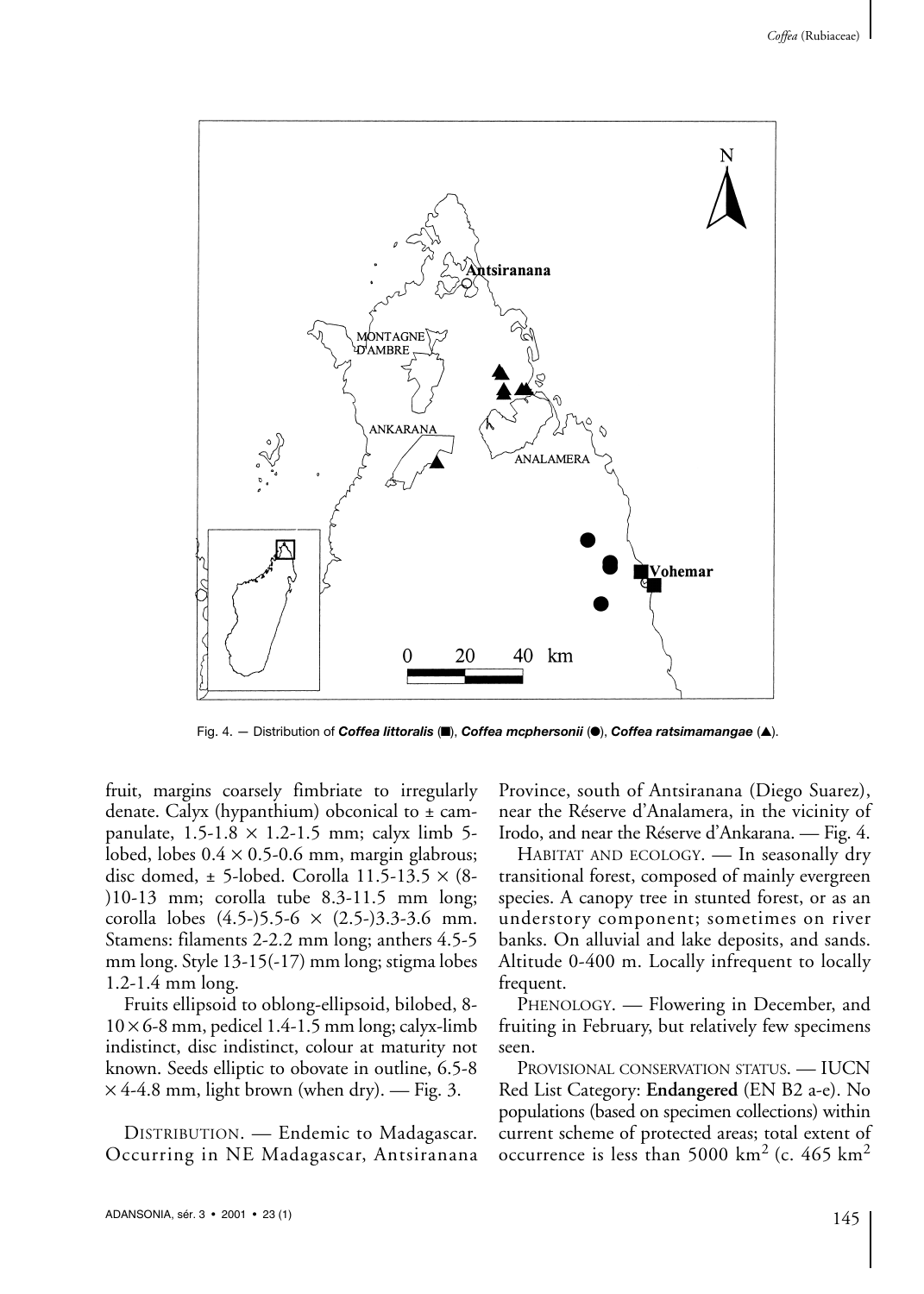Fig. 4. — Distribution of ***Coffea littoralis*** (■), ***Coffea mcphersonii*** (●), ***Coffea ratsimamangae*** (▲).

fruit, margins coarsely fimbriate to irregularly denate. Calyx (hypanthium) obconical to ± campanulate, 1.5-1.8 × 1.2-1.5 mm; calyx limb 5-lobed, lobes 0.4 × 0.5-0.6 mm, margin glabrous; disc domed, ± 5-lobed. Corolla 11.5-13.5 × (8-)10-13 mm; corolla tube 8.3-11.5 mm long; corolla lobes (4.5-)5.5-6 × (2.5-)3.3-3.6 mm. Stamens: filaments 2-2.2 mm long; anthers 4.5-5 mm long. Style 13-15(-17) mm long; stigma lobes 1.2-1.4 mm long.

Fruits ellipsoid to oblong-ellipsoid, bilobed, 8-10 × 6-8 mm, pedicel 1.4-1.5 mm long; calyx-limb indistinct, disc indistinct, colour at maturity not known. Seeds elliptic to obovate in outline, 6.5-8 × 4-4.8 mm, light brown (when dry). — Fig. 3.

DISTRIBUTION. — Endemic to Madagascar. Occurring in NE Madagascar, Antsiranana Province, south of Antsiranana (Diego Suarez), near the Réserve d'Analamera, in the vicinity of Irodo, and near the Réserve d'Ankarana. — Fig. 4.

HABITAT AND ECOLOGY. — In seasonally dry transitional forest, composed of mainly evergreen species. A canopy tree in stunted forest, or as an understory component; sometimes on river banks. On alluvial and lake deposits, and sands. Altitude 0-400 m. Locally infrequent to locally frequent.

PHENOLOGY. — Flowering in December, and fruiting in February, but relatively few specimens seen.

PROVISIONAL CONSERVATION STATUS. — IUCN Red List Category: **Endangered** (EN B2 a-e). No populations (based on specimen collections) within current scheme of protected areas; total extent of occurrence is less than 5000 km$^2$ (c. 465 km$^2$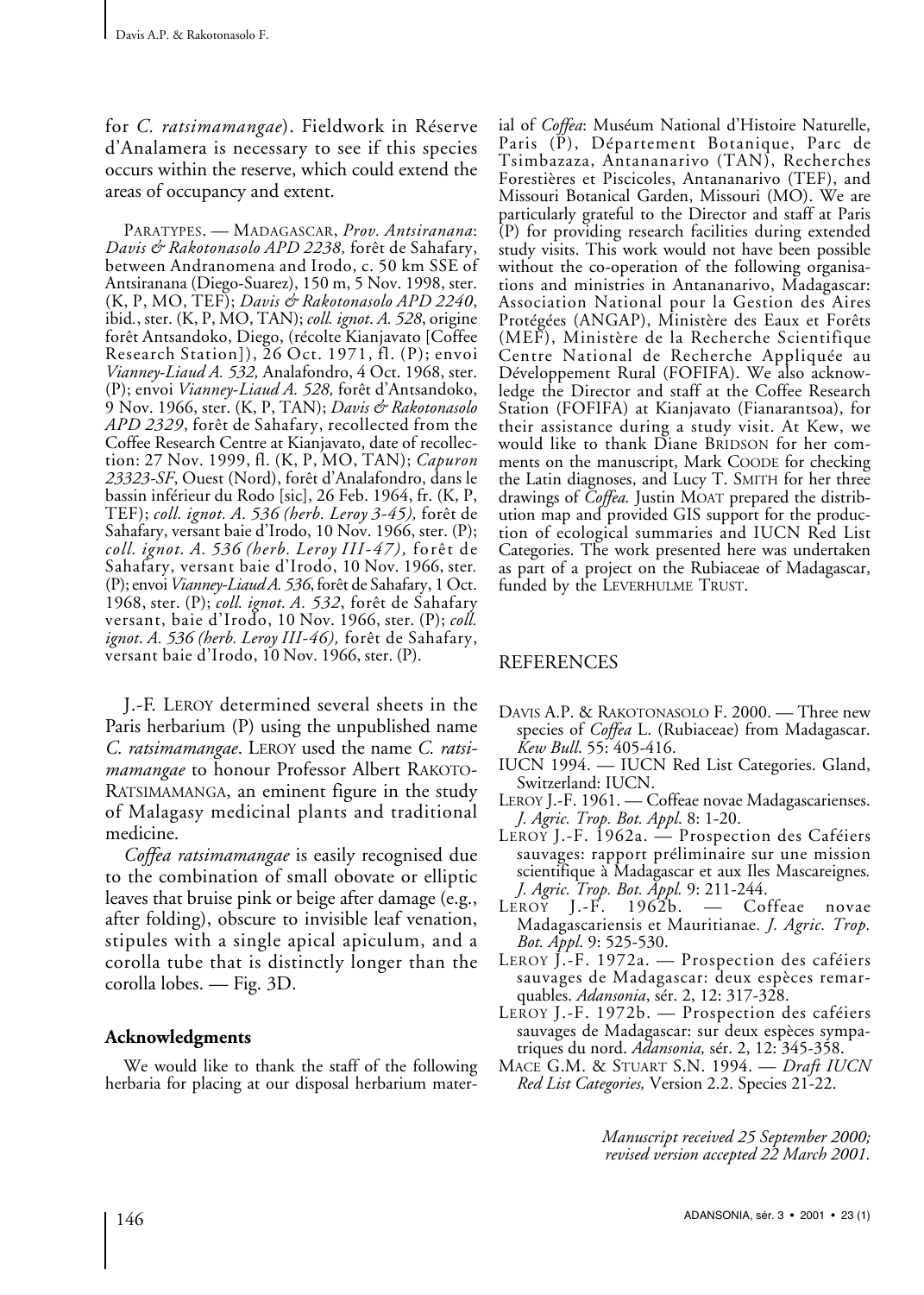for *C. ratsimamangae*). Fieldwork in Réserve d'Analamera is necessary to see if this species occurs within the reserve, which could extend the areas of occupancy and extent.

PARATYPES. — MADAGASCAR, *Prov. Antsiranana*: *Davis & Rakotonasolo APD 2238,* forêt de Sahafary, between Andranomena and Irodo, c. 50 km SSE of Antsiranana (Diego-Suarez), 150 m, 5 Nov. 1998, ster. (K, P, MO, TEF); *Davis & Rakotonasolo APD 2240*, ibid., ster. (K, P, MO, TAN); *coll. ignot. A. 528*, origine forêt Antsandoko, Diego, (récolte Kianjavato [Coffee Research Station]), 26 Oct. 1971, fl. (P); envoi *Vianney-Liaud A. 532,* Analafondro, 4 Oct. 1968, ster. (P); envoi *Vianney-Liaud A. 528,* forêt d'Antsandoko, 9 Nov. 1966, ster. (K, P, TAN); *Davis & Rakotonasolo APD 2329*, forêt de Sahafary, recollected from the Coffee Research Centre at Kianjavato, date of recollection: 27 Nov. 1999, fl. (K, P, MO, TAN); *Capuron 23323-SF*, Ouest (Nord), forêt d'Analafondro, dans le bassin inférieur du Rodo [sic], 26 Feb. 1964, fr. (K, P, TEF); *coll. ignot. A. 536 (herb. Leroy 3-45),* forêt de Sahafary, versant baie d'Irodo, 10 Nov. 1966, ster. (P); *coll. ignot. A. 536 (herb. Leroy III-47),* forêt de Sahafary, versant baie d'Irodo, 10 Nov. 1966, ster. (P); envoi *Vianney-Liaud A. 536*, forêt de Sahafary, 1 Oct. 1968, ster. (P); *coll. ignot. A. 532*, forêt de Sahafary versant, baie d'Irodo, 10 Nov. 1966, ster. (P); *coll. ignot. A. 536 (herb. Leroy III-46),* forêt de Sahafary, versant baie d'Irodo, 10 Nov. 1966, ster. (P).

J.-F. LEROY determined several sheets in the Paris herbarium (P) using the unpublished name *C. ratsimamangae*. LEROY used the name *C. ratsimamangae* to honour Professor Albert RAKOTO-RATSIMAMANGA, an eminent figure in the study of Malagasy medicinal plants and traditional medicine.

*Coffea ratsimamangae* is easily recognised due to the combination of small obovate or elliptic leaves that bruise pink or beige after damage (e.g., after folding), obscure to invisible leaf venation, stipules with a single apical apiculum, and a corolla tube that is distinctly longer than the corolla lobes. — Fig. 3D.

### Acknowledgments

We would like to thank the staff of the following herbaria for placing at our disposal herbarium material of *Coffea*: Muséum National d'Histoire Naturelle, Paris (P), Département Botanique, Parc de Tsimbazaza, Antananarivo (TAN), Recherches Forestières et Piscicoles, Antananarivo (TEF), and Missouri Botanical Garden, Missouri (MO). We are particularly grateful to the Director and staff at Paris (P) for providing research facilities during extended study visits. This work would not have been possible without the co-operation of the following organisations and ministries in Antananarivo, Madagascar: Association National pour la Gestion des Aires Protégées (ANGAP), Ministère des Eaux et Forêts (MEF), Ministère de la Recherche Scientifique Centre National de Recherche Appliquée au Développement Rural (FOFIFA). We also acknowledge the Director and staff at the Coffee Research Station (FOFIFA) at Kianjavato (Fianarantsoa), for their assistance during a study visit. At Kew, we would like to thank Diane BRIDSON for her comments on the manuscript, Mark COODE for checking the Latin diagnoses, and Lucy T. SMITH for her three drawings of *Coffea.* Justin MOAT prepared the distribution map and provided GIS support for the production of ecological summaries and IUCN Red List Categories. The work presented here was undertaken as part of a project on the Rubiaceae of Madagascar, funded by the LEVERHULME TRUST.

## REFERENCES

DAVIS A.P. & RAKOTONASOLO F. 2000. — Three new species of *Coffea* L. (Rubiaceae) from Madagascar. *Kew Bull.* 55: 405-416.

IUCN 1994. — IUCN Red List Categories. Gland, Switzerland: IUCN.

LEROY J.-F. 1961. — Coffeae novae Madagascarienses. *J. Agric. Trop. Bot. Appl.* 8: 1-20.

LEROY J.-F. 1962a. — Prospection des Caféiers sauvages: rapport préliminaire sur une mission scientifique à Madagascar et aux Iles Mascareignes. *J. Agric. Trop. Bot. Appl.* 9: 211-244.

LEROY J.-F. 1962b. — Coffeae novae Madagascariensis et Mauritianae. *J. Agric. Trop. Bot. Appl.* 9: 525-530.

LEROY J.-F. 1972a. — Prospection des caféiers sauvages de Madagascar: deux espèces remarquables. *Adansonia*, sér. 2, 12: 317-328.

LEROY J.-F. 1972b. — Prospection des caféiers sauvages de Madagascar: sur deux espèces sympatriques du nord. *Adansonia,* sér. 2, 12: 345-358.

MACE G.M. & STUART S.N. 1994. — *Draft IUCN Red List Categories,* Version 2.2. Species 21-22.

*Manuscript received 25 September 2000; revised version accepted 22 March 2001.*